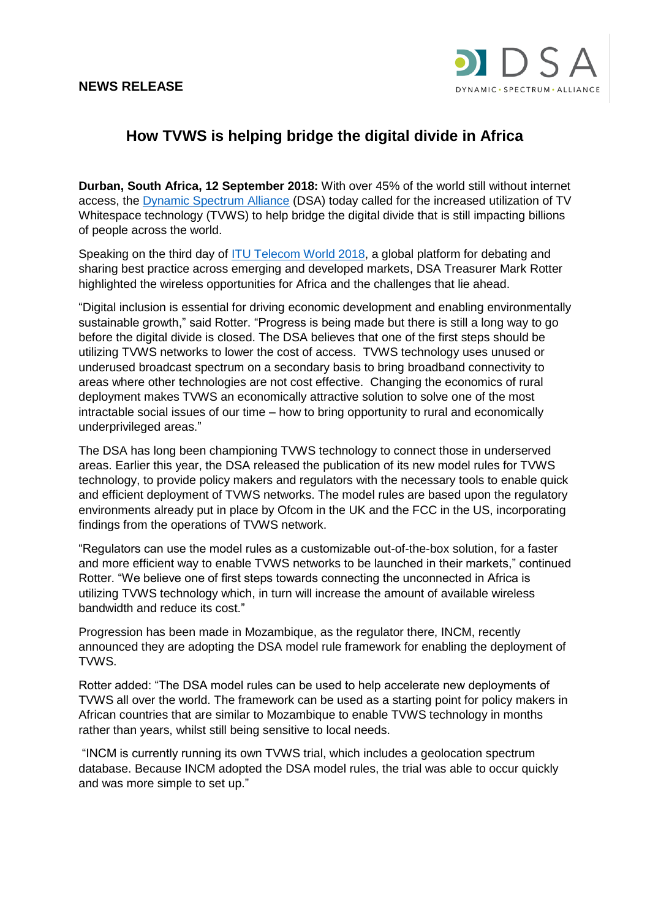**NEWS RELEASE**

DSA
DYNAMIC • SPECTRUM • ALLIANCE

# How TVWS is helping bridge the digital divide in Africa

**Durban, South Africa, 12 September 2018:** With over 45% of the world still without internet access, the Dynamic Spectrum Alliance (DSA) today called for the increased utilization of TV Whitespace technology (TVWS) to help bridge the digital divide that is still impacting billions of people across the world.

Speaking on the third day of ITU Telecom World 2018, a global platform for debating and sharing best practice across emerging and developed markets, DSA Treasurer Mark Rotter highlighted the wireless opportunities for Africa and the challenges that lie ahead.

"Digital inclusion is essential for driving economic development and enabling environmentally sustainable growth," said Rotter. "Progress is being made but there is still a long way to go before the digital divide is closed. The DSA believes that one of the first steps should be utilizing TVWS networks to lower the cost of access. TVWS technology uses unused or underused broadcast spectrum on a secondary basis to bring broadband connectivity to areas where other technologies are not cost effective. Changing the economics of rural deployment makes TVWS an economically attractive solution to solve one of the most intractable social issues of our time – how to bring opportunity to rural and economically underprivileged areas."

The DSA has long been championing TVWS technology to connect those in underserved areas. Earlier this year, the DSA released the publication of its new model rules for TVWS technology, to provide policy makers and regulators with the necessary tools to enable quick and efficient deployment of TVWS networks. The model rules are based upon the regulatory environments already put in place by Ofcom in the UK and the FCC in the US, incorporating findings from the operations of TVWS network.

"Regulators can use the model rules as a customizable out-of-the-box solution, for a faster and more efficient way to enable TVWS networks to be launched in their markets," continued Rotter. "We believe one of first steps towards connecting the unconnected in Africa is utilizing TVWS technology which, in turn will increase the amount of available wireless bandwidth and reduce its cost."

Progression has been made in Mozambique, as the regulator there, INCM, recently announced they are adopting the DSA model rule framework for enabling the deployment of TVWS.

Rotter added: "The DSA model rules can be used to help accelerate new deployments of TVWS all over the world. The framework can be used as a starting point for policy makers in African countries that are similar to Mozambique to enable TVWS technology in months rather than years, whilst still being sensitive to local needs.

"INCM is currently running its own TVWS trial, which includes a geolocation spectrum database. Because INCM adopted the DSA model rules, the trial was able to occur quickly and was more simple to set up."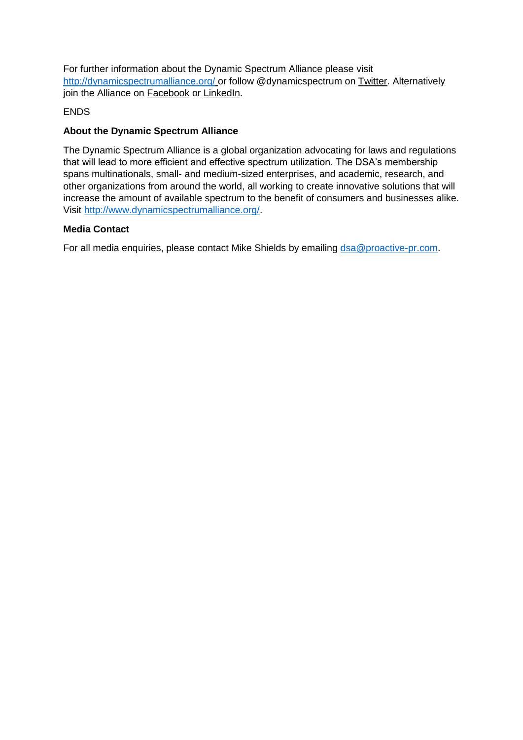For further information about the Dynamic Spectrum Alliance please visit http://dynamicspectrumalliance.org/ or follow @dynamicspectrum on Twitter. Alternatively join the Alliance on Facebook or LinkedIn.

ENDS

**About the Dynamic Spectrum Alliance**

The Dynamic Spectrum Alliance is a global organization advocating for laws and regulations that will lead to more efficient and effective spectrum utilization. The DSA's membership spans multinationals, small- and medium-sized enterprises, and academic, research, and other organizations from around the world, all working to create innovative solutions that will increase the amount of available spectrum to the benefit of consumers and businesses alike. Visit http://www.dynamicspectrumalliance.org/.

**Media Contact**

For all media enquiries, please contact Mike Shields by emailing dsa@proactive-pr.com.